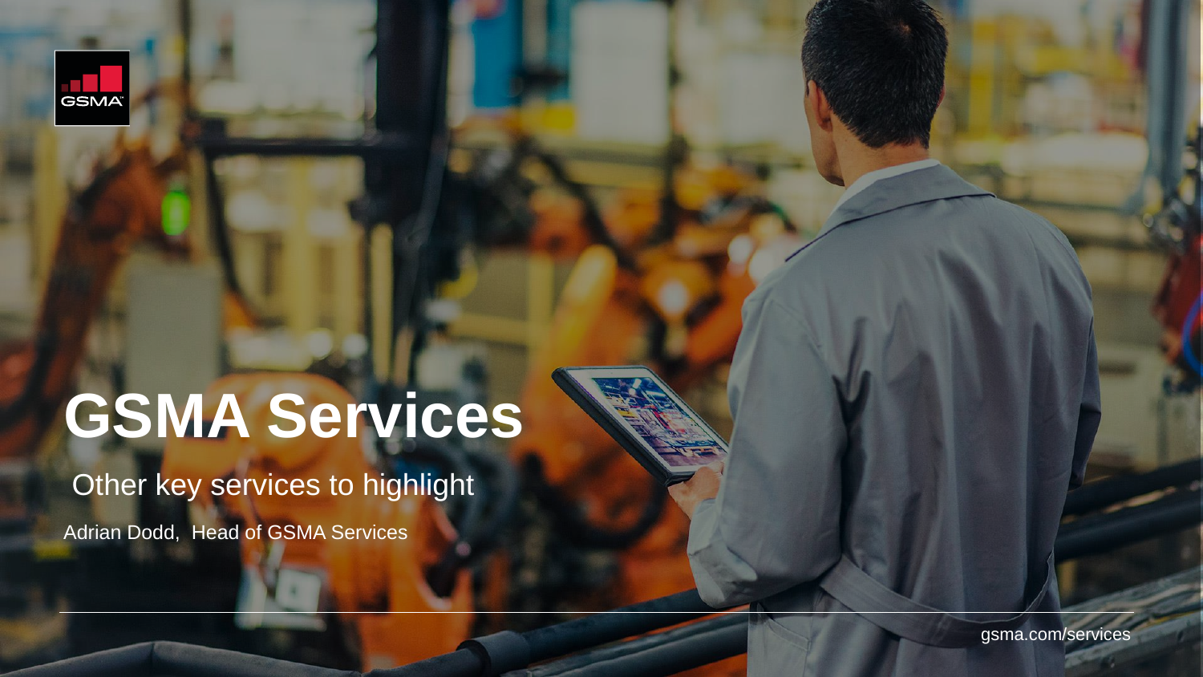# GSMA Services

Other key services to highlight

Adrian Dodd, Head of GSMA Services

gsma.com/services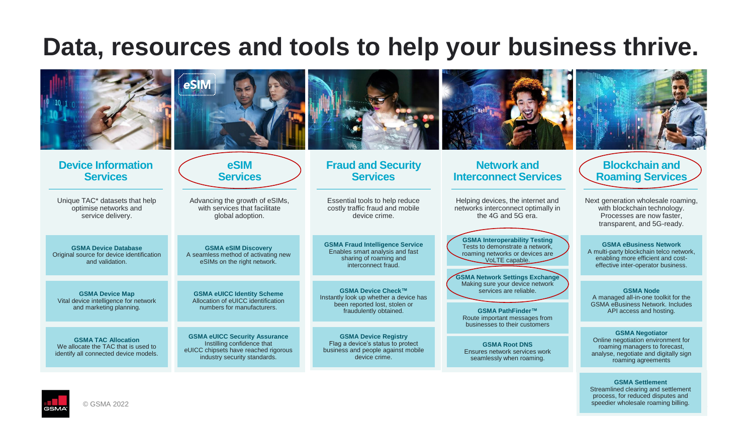# Data, resources and tools to help your business thrive.

## Device Information Services

Unique TAC* datasets that help optimise networks and service delivery.

**GSMA Device Database**
Original source for device identification and validation.

**GSMA Device Map**
Vital device intelligence for network and marketing planning.

**GSMA TAC Allocation**
We allocate the TAC that is used to identify all connected device models.

## eSIM Services

Advancing the growth of eSIMs, with services that facilitate global adoption.

**GSMA eSIM Discovery**
A seamless method of activating new eSIMs on the right network.

**GSMA eUICC Identity Scheme**
Allocation of eUICC identification numbers for manufacturers.

**GSMA eUICC Security Assurance**
Instilling confidence that eUICC chipsets have reached rigorous industry security standards.

## Fraud and Security Services

Essential tools to help reduce costly traffic fraud and mobile device crime.

**GSMA Fraud Intelligence Service**
Enables smart analysis and fast sharing of roaming and interconnect fraud.

**GSMA Device Check™**
Instantly look up whether a device has been reported lost, stolen or fraudulently obtained.

**GSMA Device Registry**
Flag a device's status to protect business and people against mobile device crime.

## Network and Interconnect Services

Helping devices, the internet and networks interconnect optimally in the 4G and 5G era.

**GSMA Interoperability Testing**
Tests to demonstrate a network, roaming networks or devices are VoLTE capable.

**GSMA Network Settings Exchange**
Making sure your device network services are reliable.

**GSMA PathFinder™**
Route important messages from businesses to their customers

**GSMA Root DNS**
Ensures network services work seamlessly when roaming.

## Blockchain and Roaming Services

Next generation wholesale roaming, with blockchain technology. Processes are now faster, transparent, and 5G-ready.

**GSMA eBusiness Network**
A multi-party blockchain telco network, enabling more efficient and cost-effective inter-operator business.

**GSMA Node**
A managed all-in-one toolkit for the GSMA eBusiness Network. Includes API access and hosting.

**GSMA Negotiator**
Online negotiation environment for roaming managers to forecast, analyse, negotiate and digitally sign roaming agreements

**GSMA Settlement**
Streamlined clearing and settlement process, for reduced disputes and speedier wholesale roaming billing.

© GSMA 2022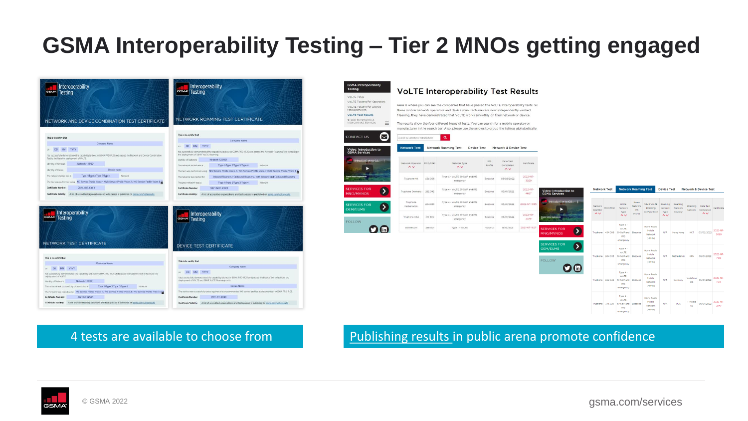# GSMA Interoperability Testing – Tier 2 MNOs getting engaged

4 tests are available to choose from

Publishing results in public arena promote confidence

© GSMA 2022

gsma.com/services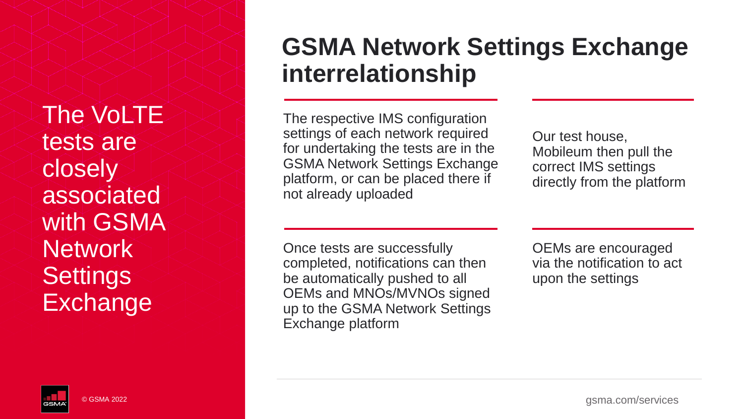The VoLTE tests are closely associated with GSMA Network Settings Exchange

# GSMA Network Settings Exchange interrelationship

The respective IMS configuration settings of each network required for undertaking the tests are in the GSMA Network Settings Exchange platform, or can be placed there if not already uploaded

Our test house, Mobileum then pull the correct IMS settings directly from the platform

Once tests are successfully completed, notifications can then be automatically pushed to all OEMs and MNOs/MVNOs signed up to the GSMA Network Settings Exchange platform

OEMs are encouraged via the notification to act upon the settings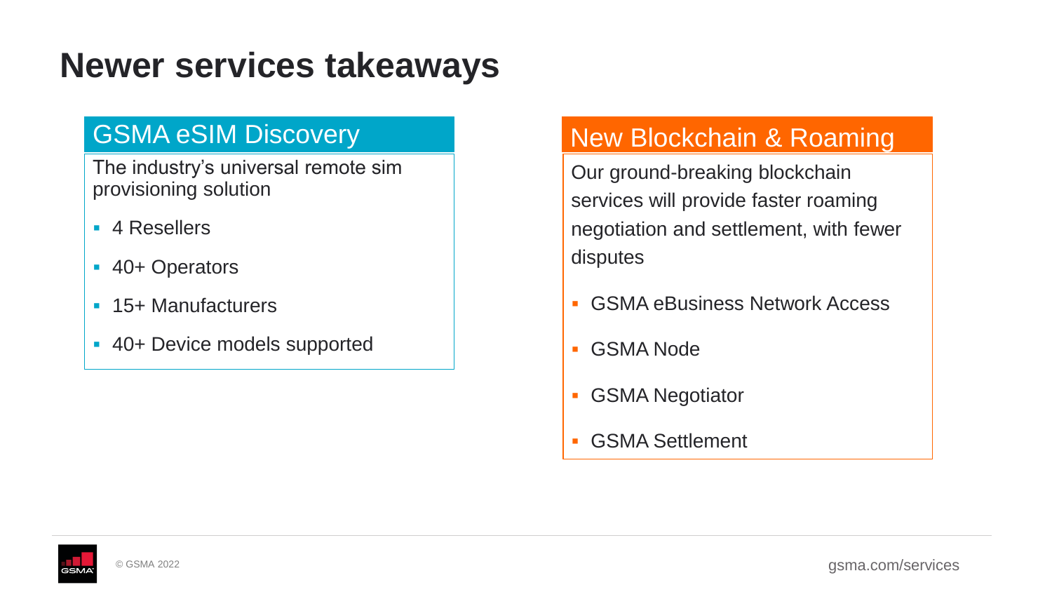# Newer services takeaways

## GSMA eSIM Discovery

The industry's universal remote sim provisioning solution

- 4 Resellers
- 40+ Operators
- 15+ Manufacturers
- 40+ Device models supported

## New Blockchain & Roaming

Our ground-breaking blockchain services will provide faster roaming negotiation and settlement, with fewer disputes

- GSMA eBusiness Network Access
- GSMA Node
- GSMA Negotiator
- GSMA Settlement

© GSMA 2022

gsma.com/services